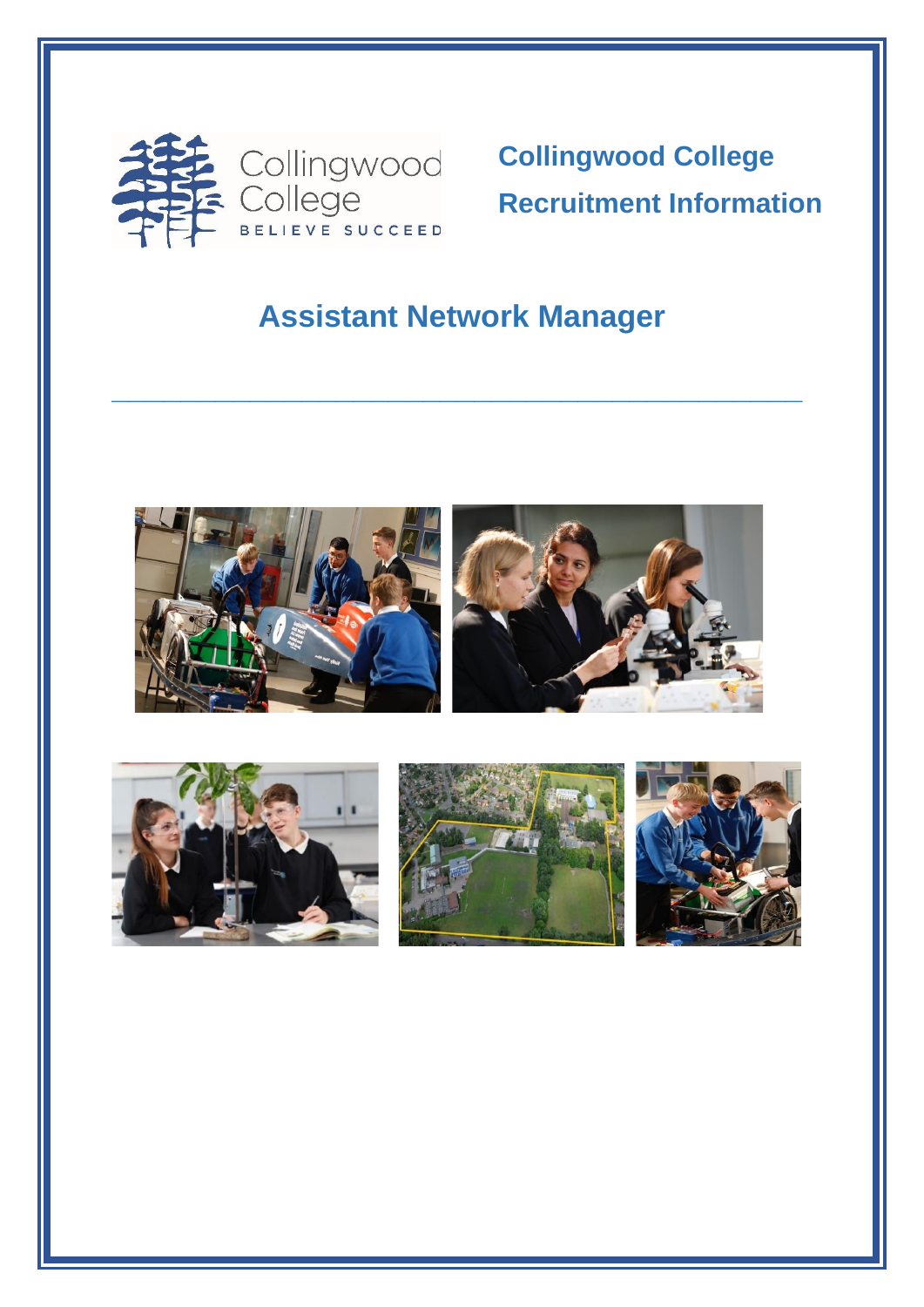Collingwood College

BELIEVE SUCCEED

# Collingwood College

# Recruitment Information

## Assistant Network Manager

---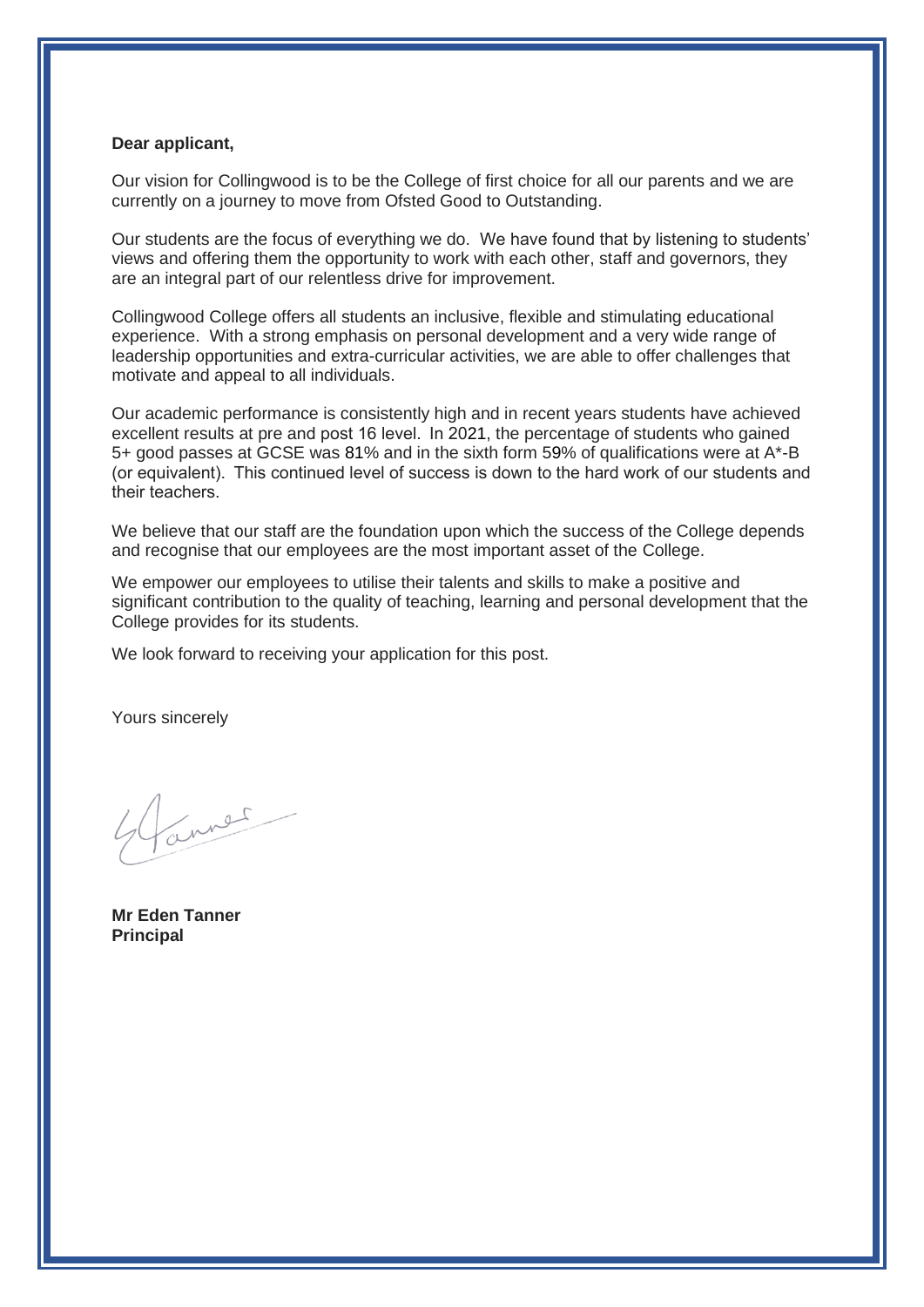**Dear applicant,**

Our vision for Collingwood is to be the College of first choice for all our parents and we are currently on a journey to move from Ofsted Good to Outstanding.

Our students are the focus of everything we do. We have found that by listening to students' views and offering them the opportunity to work with each other, staff and governors, they are an integral part of our relentless drive for improvement.

Collingwood College offers all students an inclusive, flexible and stimulating educational experience. With a strong emphasis on personal development and a very wide range of leadership opportunities and extra-curricular activities, we are able to offer challenges that motivate and appeal to all individuals.

Our academic performance is consistently high and in recent years students have achieved excellent results at pre and post 16 level. In 2021, the percentage of students who gained 5+ good passes at GCSE was 81% and in the sixth form 59% of qualifications were at A*-B (or equivalent). This continued level of success is down to the hard work of our students and their teachers.

We believe that our staff are the foundation upon which the success of the College depends and recognise that our employees are the most important asset of the College.

We empower our employees to utilise their talents and skills to make a positive and significant contribution to the quality of teaching, learning and personal development that the College provides for its students.

We look forward to receiving your application for this post.

Yours sincerely

**Mr Eden Tanner**
**Principal**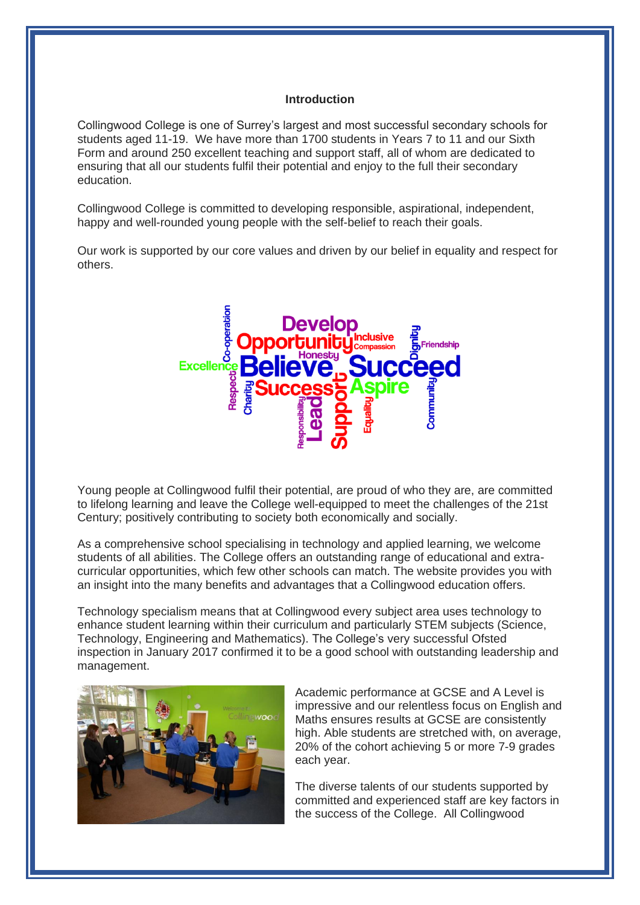## Introduction

Collingwood College is one of Surrey's largest and most successful secondary schools for students aged 11-19. We have more than 1700 students in Years 7 to 11 and our Sixth Form and around 250 excellent teaching and support staff, all of whom are dedicated to ensuring that all our students fulfil their potential and enjoy to the full their secondary education.

Collingwood College is committed to developing responsible, aspirational, independent, happy and well-rounded young people with the self-belief to reach their goals.

Our work is supported by our core values and driven by our belief in equality and respect for others.

Young people at Collingwood fulfil their potential, are proud of who they are, are committed to lifelong learning and leave the College well-equipped to meet the challenges of the 21st Century; positively contributing to society both economically and socially.

As a comprehensive school specialising in technology and applied learning, we welcome students of all abilities. The College offers an outstanding range of educational and extra-curricular opportunities, which few other schools can match. The website provides you with an insight into the many benefits and advantages that a Collingwood education offers.

Technology specialism means that at Collingwood every subject area uses technology to enhance student learning within their curriculum and particularly STEM subjects (Science, Technology, Engineering and Mathematics). The College's very successful Ofsted inspection in January 2017 confirmed it to be a good school with outstanding leadership and management.

Academic performance at GCSE and A Level is impressive and our relentless focus on English and Maths ensures results at GCSE are consistently high. Able students are stretched with, on average, 20% of the cohort achieving 5 or more 7-9 grades each year.

The diverse talents of our students supported by committed and experienced staff are key factors in the success of the College. All Collingwood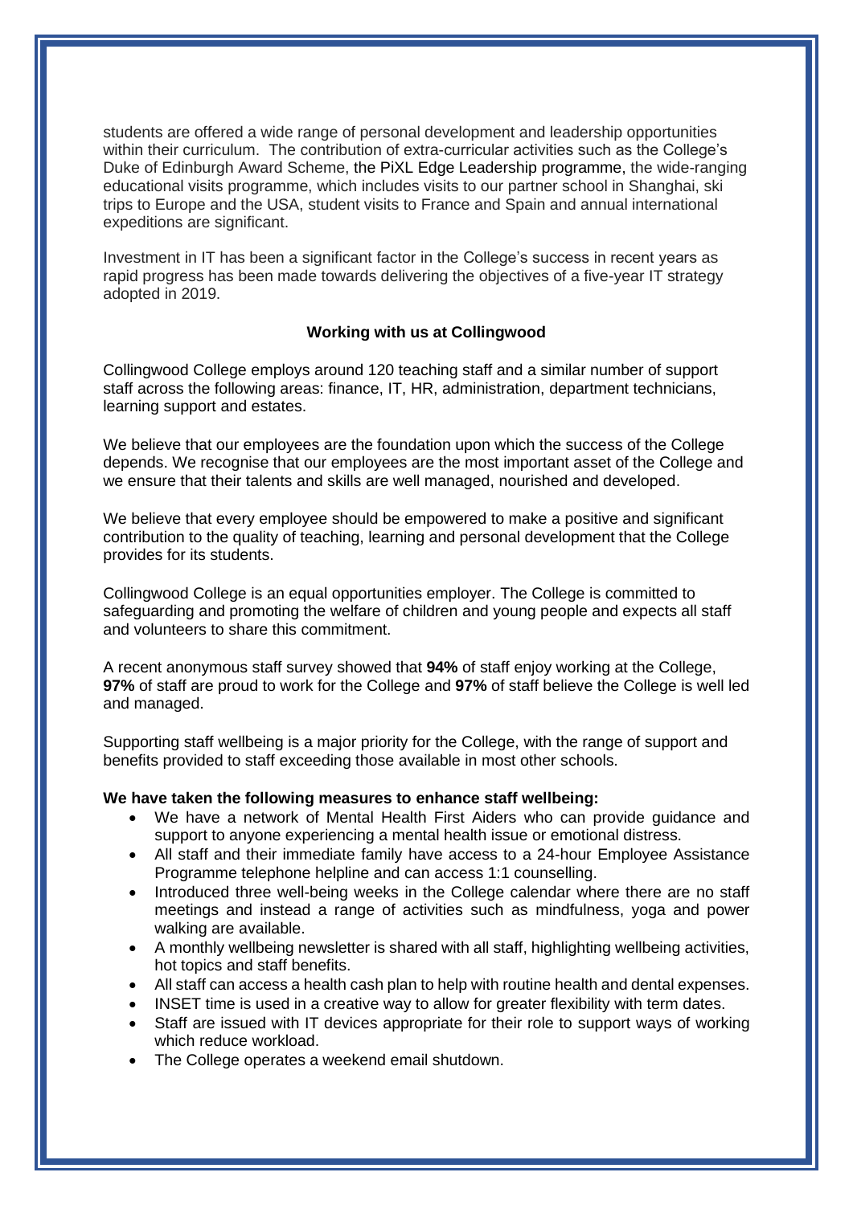students are offered a wide range of personal development and leadership opportunities within their curriculum. The contribution of extra-curricular activities such as the College's Duke of Edinburgh Award Scheme, the PiXL Edge Leadership programme, the wide-ranging educational visits programme, which includes visits to our partner school in Shanghai, ski trips to Europe and the USA, student visits to France and Spain and annual international expeditions are significant.

Investment in IT has been a significant factor in the College's success in recent years as rapid progress has been made towards delivering the objectives of a five-year IT strategy adopted in 2019.

## Working with us at Collingwood

Collingwood College employs around 120 teaching staff and a similar number of support staff across the following areas: finance, IT, HR, administration, department technicians, learning support and estates.

We believe that our employees are the foundation upon which the success of the College depends. We recognise that our employees are the most important asset of the College and we ensure that their talents and skills are well managed, nourished and developed.

We believe that every employee should be empowered to make a positive and significant contribution to the quality of teaching, learning and personal development that the College provides for its students.

Collingwood College is an equal opportunities employer. The College is committed to safeguarding and promoting the welfare of children and young people and expects all staff and volunteers to share this commitment.

A recent anonymous staff survey showed that **94%** of staff enjoy working at the College, **97%** of staff are proud to work for the College and **97%** of staff believe the College is well led and managed.

Supporting staff wellbeing is a major priority for the College, with the range of support and benefits provided to staff exceeding those available in most other schools.

**We have taken the following measures to enhance staff wellbeing:**

- We have a network of Mental Health First Aiders who can provide guidance and support to anyone experiencing a mental health issue or emotional distress.
- All staff and their immediate family have access to a 24-hour Employee Assistance Programme telephone helpline and can access 1:1 counselling.
- Introduced three well-being weeks in the College calendar where there are no staff meetings and instead a range of activities such as mindfulness, yoga and power walking are available.
- A monthly wellbeing newsletter is shared with all staff, highlighting wellbeing activities, hot topics and staff benefits.
- All staff can access a health cash plan to help with routine health and dental expenses.
- INSET time is used in a creative way to allow for greater flexibility with term dates.
- Staff are issued with IT devices appropriate for their role to support ways of working which reduce workload.
- The College operates a weekend email shutdown.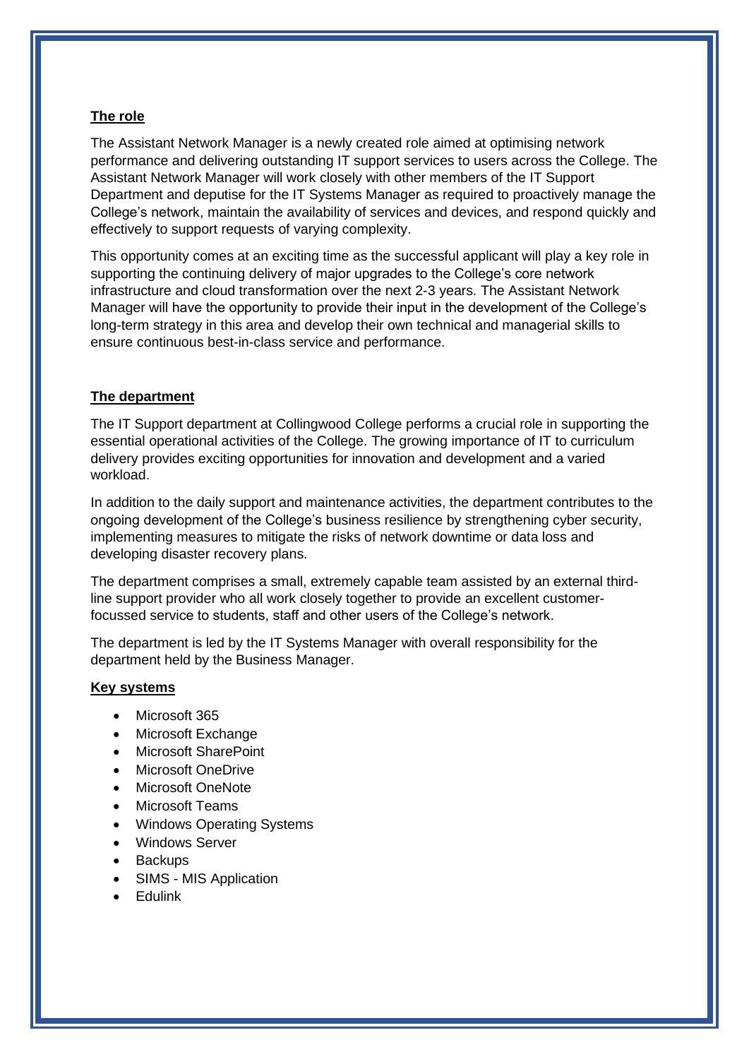## The role

The Assistant Network Manager is a newly created role aimed at optimising network performance and delivering outstanding IT support services to users across the College. The Assistant Network Manager will work closely with other members of the IT Support Department and deputise for the IT Systems Manager as required to proactively manage the College's network, maintain the availability of services and devices, and respond quickly and effectively to support requests of varying complexity.

This opportunity comes at an exciting time as the successful applicant will play a key role in supporting the continuing delivery of major upgrades to the College's core network infrastructure and cloud transformation over the next 2-3 years. The Assistant Network Manager will have the opportunity to provide their input in the development of the College's long-term strategy in this area and develop their own technical and managerial skills to ensure continuous best-in-class service and performance.

## The department

The IT Support department at Collingwood College performs a crucial role in supporting the essential operational activities of the College. The growing importance of IT to curriculum delivery provides exciting opportunities for innovation and development and a varied workload.

In addition to the daily support and maintenance activities, the department contributes to the ongoing development of the College's business resilience by strengthening cyber security, implementing measures to mitigate the risks of network downtime or data loss and developing disaster recovery plans.

The department comprises a small, extremely capable team assisted by an external third-line support provider who all work closely together to provide an excellent customer-focussed service to students, staff and other users of the College's network.

The department is led by the IT Systems Manager with overall responsibility for the department held by the Business Manager.

## Key systems

- Microsoft 365
- Microsoft Exchange
- Microsoft SharePoint
- Microsoft OneDrive
- Microsoft OneNote
- Microsoft Teams
- Windows Operating Systems
- Windows Server
- Backups
- SIMS - MIS Application
- Edulink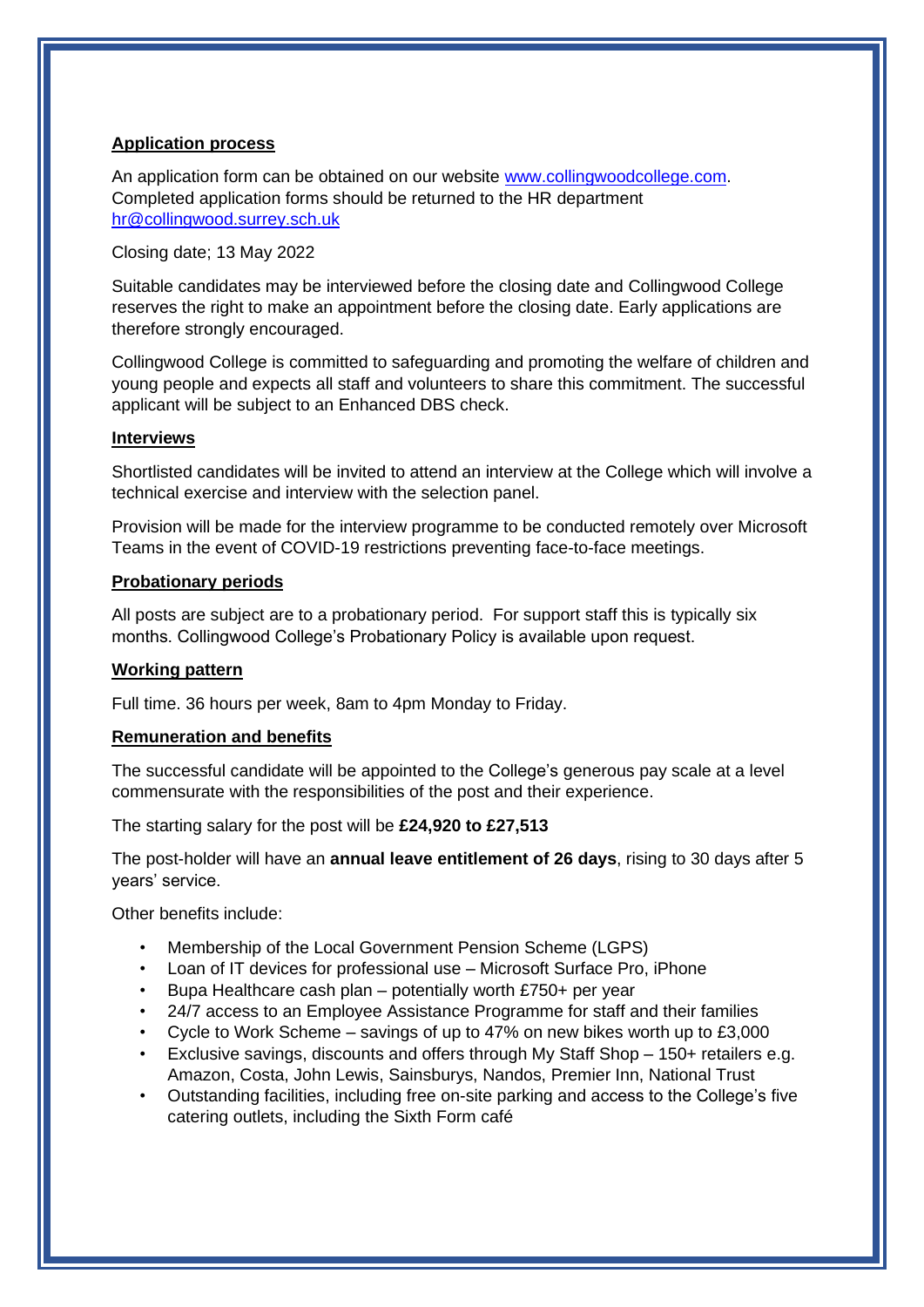## Application process

An application form can be obtained on our website [www.collingwoodcollege.com](http://www.collingwoodcollege.com). Completed application forms should be returned to the HR department [hr@collingwood.surrey.sch.uk](mailto:hr@collingwood.surrey.sch.uk)

Closing date; 13 May 2022

Suitable candidates may be interviewed before the closing date and Collingwood College reserves the right to make an appointment before the closing date. Early applications are therefore strongly encouraged.

Collingwood College is committed to safeguarding and promoting the welfare of children and young people and expects all staff and volunteers to share this commitment. The successful applicant will be subject to an Enhanced DBS check.

## Interviews

Shortlisted candidates will be invited to attend an interview at the College which will involve a technical exercise and interview with the selection panel.

Provision will be made for the interview programme to be conducted remotely over Microsoft Teams in the event of COVID-19 restrictions preventing face-to-face meetings.

## Probationary periods

All posts are subject are to a probationary period. For support staff this is typically six months. Collingwood College's Probationary Policy is available upon request.

## Working pattern

Full time. 36 hours per week, 8am to 4pm Monday to Friday.

## Remuneration and benefits

The successful candidate will be appointed to the College's generous pay scale at a level commensurate with the responsibilities of the post and their experience.

The starting salary for the post will be **£24,920 to £27,513**

The post-holder will have an **annual leave entitlement of 26 days**, rising to 30 days after 5 years' service.

Other benefits include:

- Membership of the Local Government Pension Scheme (LGPS)
- Loan of IT devices for professional use – Microsoft Surface Pro, iPhone
- Bupa Healthcare cash plan – potentially worth £750+ per year
- 24/7 access to an Employee Assistance Programme for staff and their families
- Cycle to Work Scheme – savings of up to 47% on new bikes worth up to £3,000
- Exclusive savings, discounts and offers through My Staff Shop – 150+ retailers e.g. Amazon, Costa, John Lewis, Sainsburys, Nandos, Premier Inn, National Trust
- Outstanding facilities, including free on-site parking and access to the College's five catering outlets, including the Sixth Form café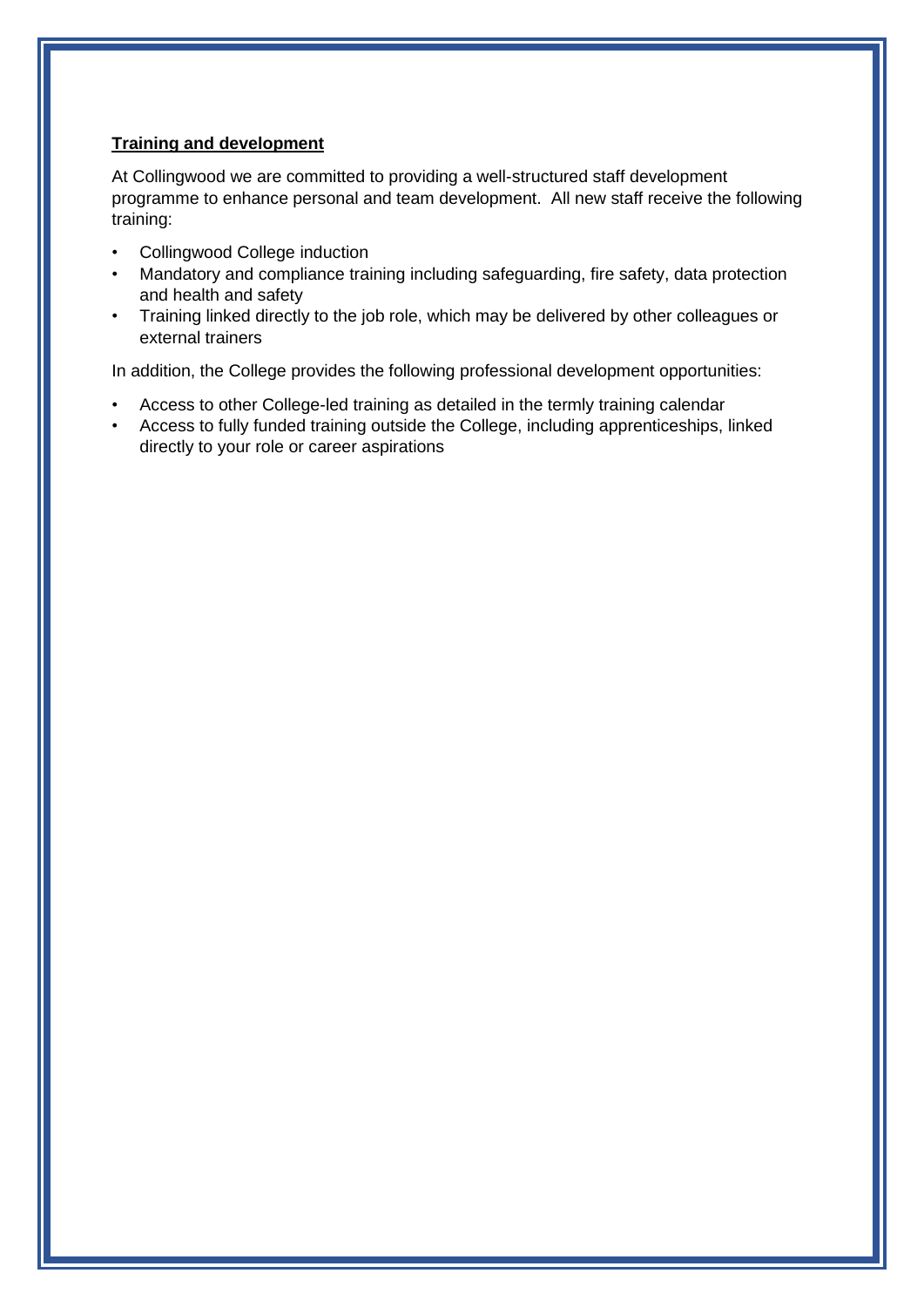**Training and development**

At Collingwood we are committed to providing a well-structured staff development programme to enhance personal and team development. All new staff receive the following training:

- Collingwood College induction
- Mandatory and compliance training including safeguarding, fire safety, data protection and health and safety
- Training linked directly to the job role, which may be delivered by other colleagues or external trainers

In addition, the College provides the following professional development opportunities:

- Access to other College-led training as detailed in the termly training calendar
- Access to fully funded training outside the College, including apprenticeships, linked directly to your role or career aspirations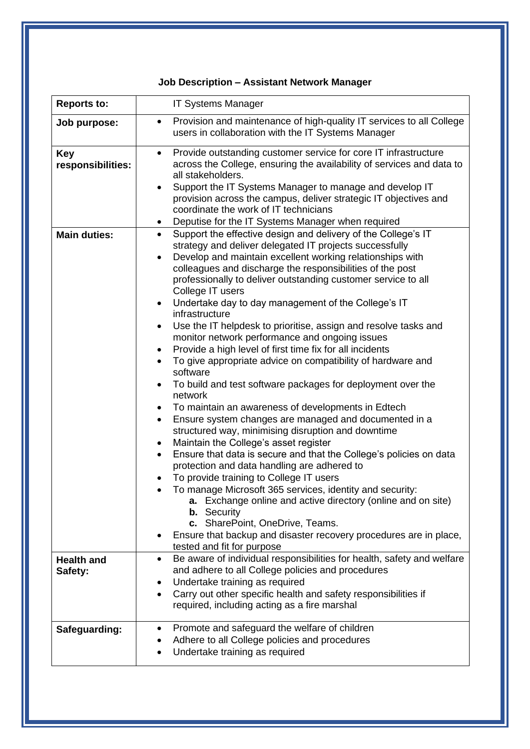**Job Description – Assistant Network Manager**

| | |
|---|---|
| **Reports to:** | IT Systems Manager |
| **Job purpose:** | • Provision and maintenance of high-quality IT services to all College users in collaboration with the IT Systems Manager |
| **Key responsibilities:** | • Provide outstanding customer service for core IT infrastructure across the College, ensuring the availability of services and data to all stakeholders.<br>• Support the IT Systems Manager to manage and develop IT provision across the campus, deliver strategic IT objectives and coordinate the work of IT technicians<br>• Deputise for the IT Systems Manager when required |
| **Main duties:** | • Support the effective design and delivery of the College's IT strategy and deliver delegated IT projects successfully<br>• Develop and maintain excellent working relationships with colleagues and discharge the responsibilities of the post professionally to deliver outstanding customer service to all College IT users<br>• Undertake day to day management of the College's IT infrastructure<br>• Use the IT helpdesk to prioritise, assign and resolve tasks and monitor network performance and ongoing issues<br>• Provide a high level of first time fix for all incidents<br>• To give appropriate advice on compatibility of hardware and software<br>• To build and test software packages for deployment over the network<br>• To maintain an awareness of developments in Edtech<br>• Ensure system changes are managed and documented in a structured way, minimising disruption and downtime<br>• Maintain the College's asset register<br>• Ensure that data is secure and that the College's policies on data protection and data handling are adhered to<br>• To provide training to College IT users<br>• To manage Microsoft 365 services, identity and security:<br>  **a.** Exchange online and active directory (online and on site)<br>  **b.** Security<br>  **c.** SharePoint, OneDrive, Teams.<br>• Ensure that backup and disaster recovery procedures are in place, tested and fit for purpose |
| **Health and Safety:** | • Be aware of individual responsibilities for health, safety and welfare and adhere to all College policies and procedures<br>• Undertake training as required<br>• Carry out other specific health and safety responsibilities if required, including acting as a fire marshal |
| **Safeguarding:** | • Promote and safeguard the welfare of children<br>• Adhere to all College policies and procedures<br>• Undertake training as required |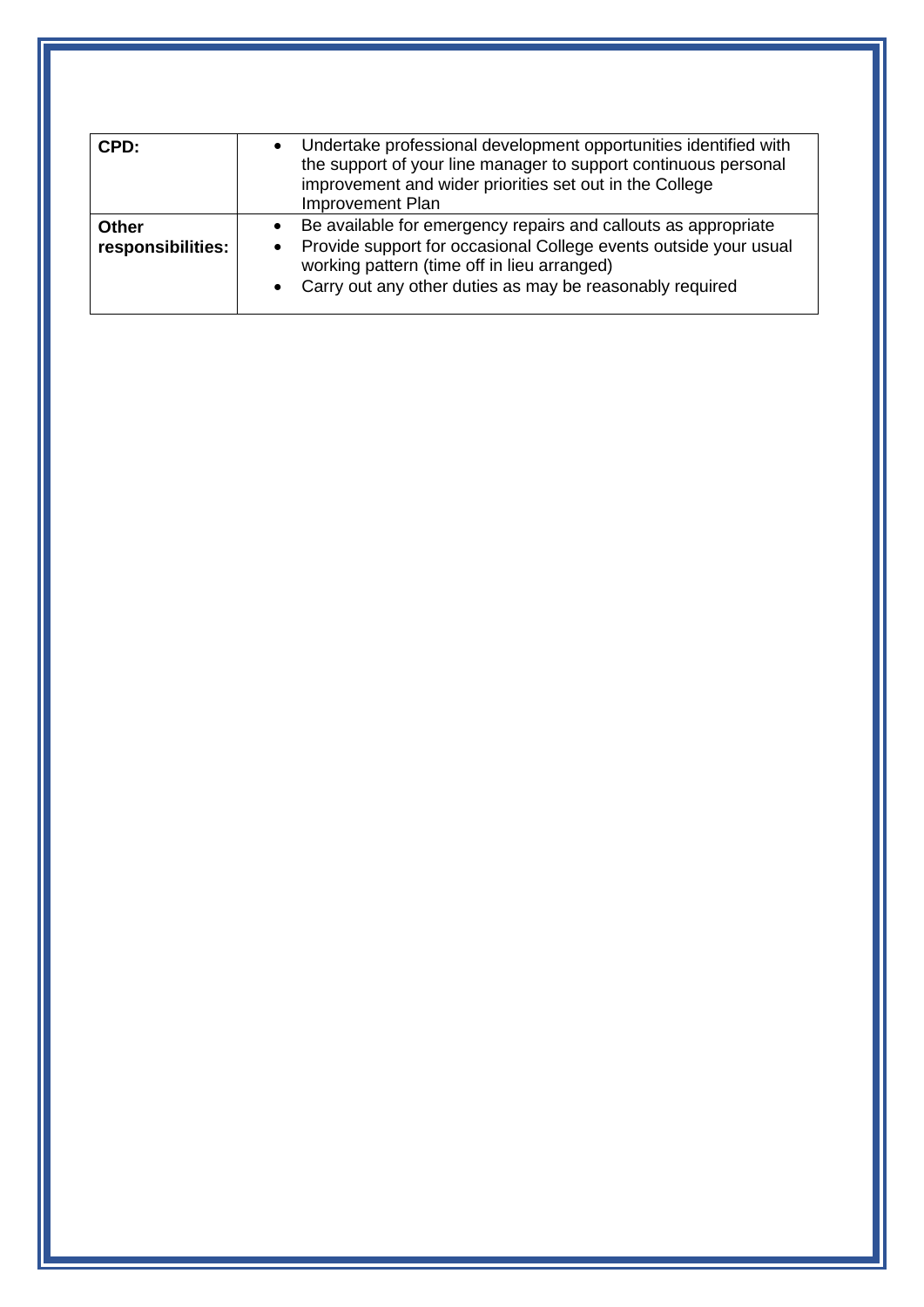| CPD: | • Undertake professional development opportunities identified with the support of your line manager to support continuous personal improvement and wider priorities set out in the College Improvement Plan |
| --- | --- |
| **Other responsibilities:** | • Be available for emergency repairs and callouts as appropriate<br>• Provide support for occasional College events outside your usual working pattern (time off in lieu arranged)<br>• Carry out any other duties as may be reasonably required |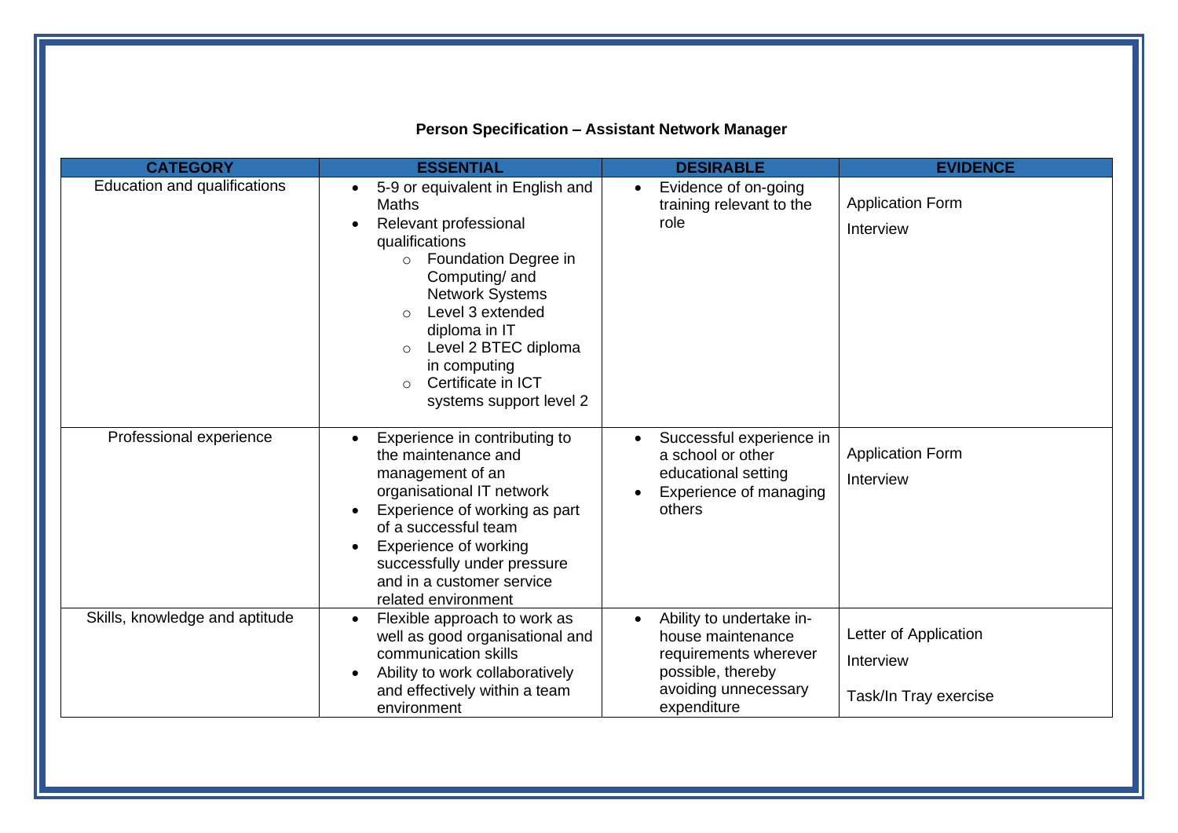**Person Specification – Assistant Network Manager**

| CATEGORY | ESSENTIAL | DESIRABLE | EVIDENCE |
|---|---|---|---|
| Education and qualifications | • 5-9 or equivalent in English and Maths<br>• Relevant professional qualifications<br>  ○ Foundation Degree in Computing/ and Network Systems<br>  ○ Level 3 extended diploma in IT<br>  ○ Level 2 BTEC diploma in computing<br>  ○ Certificate in ICT systems support level 2 | • Evidence of on-going training relevant to the role | Application Form<br>Interview |
| Professional experience | • Experience in contributing to the maintenance and management of an organisational IT network<br>• Experience of working as part of a successful team<br>• Experience of working successfully under pressure and in a customer service related environment | • Successful experience in a school or other educational setting<br>• Experience of managing others | Application Form<br>Interview |
| Skills, knowledge and aptitude | • Flexible approach to work as well as good organisational and communication skills<br>• Ability to work collaboratively and effectively within a team environment | • Ability to undertake in-house maintenance requirements wherever possible, thereby avoiding unnecessary expenditure | Letter of Application<br>Interview<br>Task/In Tray exercise |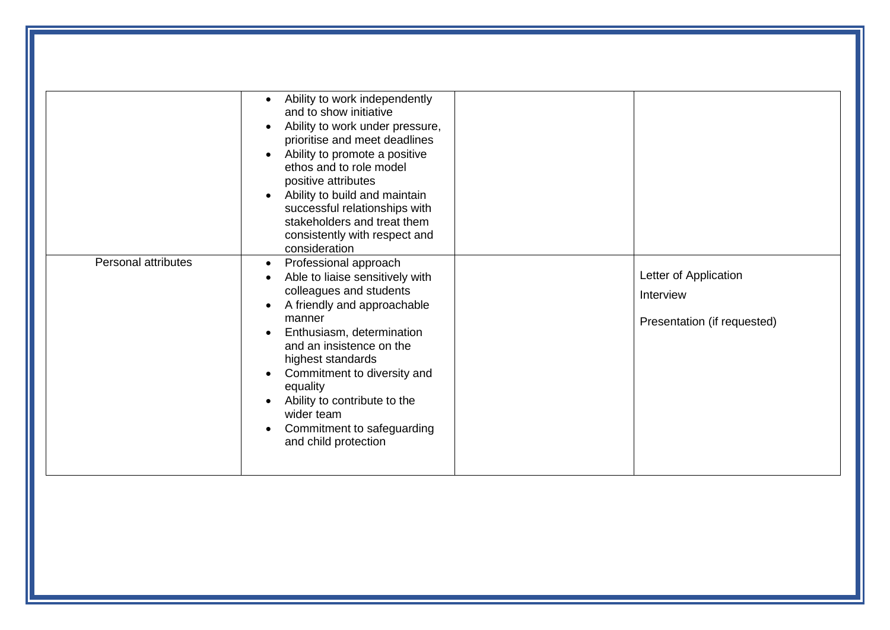| | | | |
|---|---|---|---|
| | • Ability to work independently and to show initiative<br>• Ability to work under pressure, prioritise and meet deadlines<br>• Ability to promote a positive ethos and to role model positive attributes<br>• Ability to build and maintain successful relationships with stakeholders and treat them consistently with respect and consideration | | |
| Personal attributes | • Professional approach<br>• Able to liaise sensitively with colleagues and students<br>• A friendly and approachable manner<br>• Enthusiasm, determination and an insistence on the highest standards<br>• Commitment to diversity and equality<br>• Ability to contribute to the wider team<br>• Commitment to safeguarding and child protection | | Letter of Application<br>Interview<br>Presentation (if requested) |